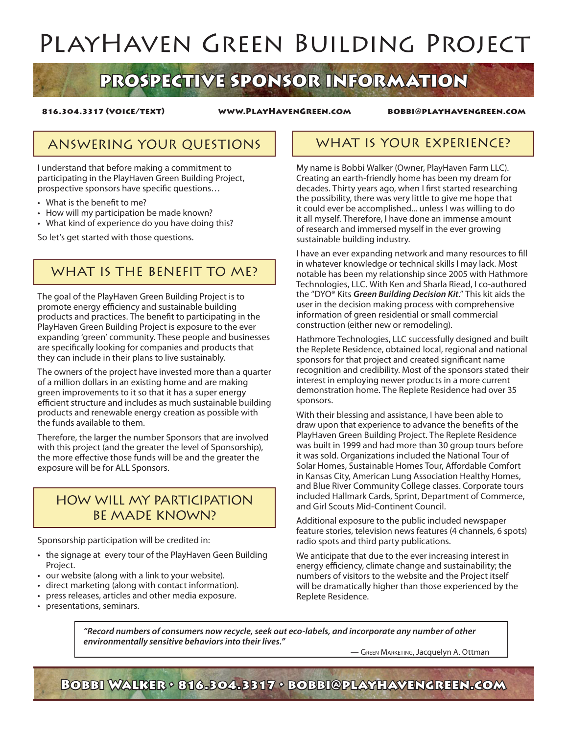# PlayHaven Green Building Project

## Prospective Sponsor Information

**816.304.3317 (voice/text)** **www.PlayHavenGreen.com** **bobbi@playhavengreen.com**

## Answering Your Questions

I understand that before making a commitment to participating in the PlayHaven Green Building Project, prospective sponsors have specific questions…

- What is the benefit to me?
- How will my participation be made known?
- What kind of experience do you have doing this?

So let's get started with those questions.

## What is the Benefit to Me?

The goal of the PlayHaven Green Building Project is to promote energy efficiency and sustainable building products and practices. The benefit to participating in the PlayHaven Green Building Project is exposure to the ever expanding 'green' community. These people and businesses are specifically looking for companies and products that they can include in their plans to live sustainably.

The owners of the project have invested more than a quarter of a million dollars in an existing home and are making green improvements to it so that it has a super energy efficient structure and includes as much sustainable building products and renewable energy creation as possible with the funds available to them.

Therefore, the larger the number Sponsors that are involved with this project (and the greater the level of Sponsorship), the more effective those funds will be and the greater the exposure will be for ALL Sponsors.

## How Will My Participation Be Made Known?

Sponsorship participation will be credited in:

- the signage at every tour of the PlayHaven Geen Building Project.
- our website (along with a link to your website).
- direct marketing (along with contact information).
- press releases, articles and other media exposure.
- presentations, seminars.

## What is Your Experience?

My name is Bobbi Walker (Owner, PlayHaven Farm LLC). Creating an earth-friendly home has been my dream for decades. Thirty years ago, when I first started researching the possibility, there was very little to give me hope that it could ever be accomplished... unless I was willing to do it all myself. Therefore, I have done an immense amount of research and immersed myself in the ever growing sustainable building industry.

I have an ever expanding network and many resources to fill in whatever knowledge or technical skills I may lack. Most notable has been my relationship since 2005 with Hathmore Technologies, LLC. With Ken and Sharla Riead, I co-authored the "DYO® Kits ***Green Building Decision Kit***." This kit aids the user in the decision making process with comprehensive information of green residential or small commercial construction (either new or remodeling).

Hathmore Technologies, LLC successfully designed and built the Replete Residence, obtained local, regional and national sponsors for that project and created significant name recognition and credibility. Most of the sponsors stated their interest in employing newer products in a more current demonstration home. The Replete Residence had over 35 sponsors.

With their blessing and assistance, I have been able to draw upon that experience to advance the benefits of the PlayHaven Green Building Project. The Replete Residence was built in 1999 and had more than 30 group tours before it was sold. Organizations included the National Tour of Solar Homes, Sustainable Homes Tour, Affordable Comfort in Kansas City, American Lung Association Healthy Homes, and Blue River Community College classes. Corporate tours included Hallmark Cards, Sprint, Department of Commerce, and Girl Scouts Mid-Continent Council.

Additional exposure to the public included newspaper feature stories, television news features (4 channels, 6 spots) radio spots and third party publications.

We anticipate that due to the ever increasing interest in energy efficiency, climate change and sustainability; the numbers of visitors to the website and the Project itself will be dramatically higher than those experienced by the Replete Residence.

> ***"Record numbers of consumers now recycle, seek out eco-labels, and incorporate any number of other environmentally sensitive behaviors into their lives."***
>
> — Green Marketing, Jacquelyn A. Ottman

**Bobbi Walker • 816.304.3317 • bobbi@playhavengreen.com**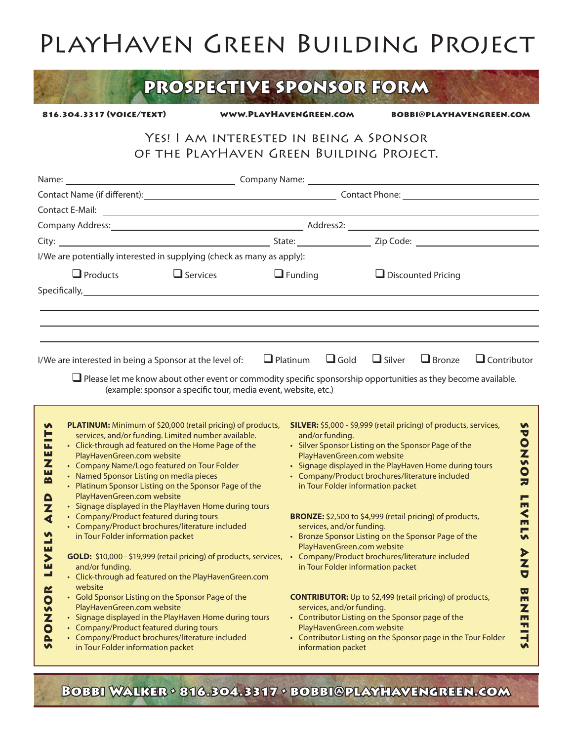# PlayHaven Green Building Project

## Prospective Sponsor Form

816.304.3317 (voice/text) www.PlayHavenGreen.com bobbi@playhavengreen.com

### Yes! I am interested in being a Sponsor of the PlayHaven Green Building Project.

Name: ____________________ Company Name: ____________________

Contact Name (if different): ____________________ Contact Phone: ____________________

Contact E-Mail: ____________________

Company Address: ____________________ Address2: ____________________

City: ____________________ State: __________ Zip Code: __________

I/We are potentially interested in supplying (check as many as apply):

- ☐ Products
- ☐ Services
- ☐ Funding
- ☐ Discounted Pricing

Specifically, ____________________

____________________

____________________

____________________

I/We are interested in being a Sponsor at the level of: ☐ Platinum ☐ Gold ☐ Silver ☐ Bronze ☐ Contributor

☐ Please let me know about other event or commodity specific sponsorship opportunities as they become available. (example: sponsor a specific tour, media event, website, etc.)

## Sponsor Levels and Benefits

**PLATINUM:** Minimum of $20,000 (retail pricing) of products, services, and/or funding. Limited number available.
- Click-through ad featured on the Home Page of the PlayHavenGreen.com website
- Company Name/Logo featured on Tour Folder
- Named Sponsor Listing on media pieces
- Platinum Sponsor Listing on the Sponsor Page of the PlayHavenGreen.com website
- Signage displayed in the PlayHaven Home during tours
- Company/Product featured during tours
- Company/Product brochures/literature included in Tour Folder information packet

**GOLD:** $10,000 - $19,999 (retail pricing) of products, services, and/or funding.
- Click-through ad featured on the PlayHavenGreen.com website
- Gold Sponsor Listing on the Sponsor Page of the PlayHavenGreen.com website
- Signage displayed in the PlayHaven Home during tours
- Company/Product featured during tours
- Company/Product brochures/literature included in Tour Folder information packet

**SILVER:** $5,000 - $9,999 (retail pricing) of products, services, and/or funding.
- Silver Sponsor Listing on the Sponsor Page of the PlayHavenGreen.com website
- Signage displayed in the PlayHaven Home during tours
- Company/Product brochures/literature included in Tour Folder information packet

**BRONZE:** $2,500 to $4,999 (retail pricing) of products, services, and/or funding.
- Bronze Sponsor Listing on the Sponsor Page of the PlayHavenGreen.com website
- Company/Product brochures/literature included in Tour Folder information packet

**CONTRIBUTOR:** Up to $2,499 (retail pricing) of products, services, and/or funding.
- Contributor Listing on the Sponsor page of the PlayHavenGreen.com website
- Contributor Listing on the Sponsor page in the Tour Folder information packet

**Bobbi Walker • 816.304.3317 • bobbi@playhavengreen.com**